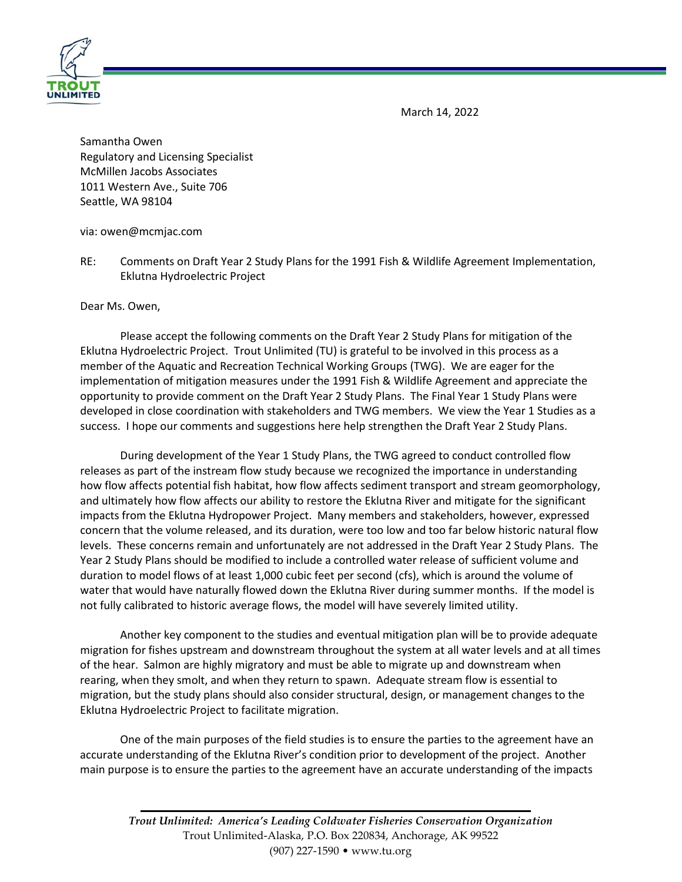March 14, 2022

Samantha Owen
Regulatory and Licensing Specialist
McMillen Jacobs Associates
1011 Western Ave., Suite 706
Seattle, WA 98104

via: owen@mcmjac.com

RE: Comments on Draft Year 2 Study Plans for the 1991 Fish & Wildlife Agreement Implementation, Eklutna Hydroelectric Project

Dear Ms. Owen,

Please accept the following comments on the Draft Year 2 Study Plans for mitigation of the Eklutna Hydroelectric Project. Trout Unlimited (TU) is grateful to be involved in this process as a member of the Aquatic and Recreation Technical Working Groups (TWG). We are eager for the implementation of mitigation measures under the 1991 Fish & Wildlife Agreement and appreciate the opportunity to provide comment on the Draft Year 2 Study Plans. The Final Year 1 Study Plans were developed in close coordination with stakeholders and TWG members. We view the Year 1 Studies as a success. I hope our comments and suggestions here help strengthen the Draft Year 2 Study Plans.

During development of the Year 1 Study Plans, the TWG agreed to conduct controlled flow releases as part of the instream flow study because we recognized the importance in understanding how flow affects potential fish habitat, how flow affects sediment transport and stream geomorphology, and ultimately how flow affects our ability to restore the Eklutna River and mitigate for the significant impacts from the Eklutna Hydropower Project. Many members and stakeholders, however, expressed concern that the volume released, and its duration, were too low and too far below historic natural flow levels. These concerns remain and unfortunately are not addressed in the Draft Year 2 Study Plans. The Year 2 Study Plans should be modified to include a controlled water release of sufficient volume and duration to model flows of at least 1,000 cubic feet per second (cfs), which is around the volume of water that would have naturally flowed down the Eklutna River during summer months. If the model is not fully calibrated to historic average flows, the model will have severely limited utility.

Another key component to the studies and eventual mitigation plan will be to provide adequate migration for fishes upstream and downstream throughout the system at all water levels and at all times of the hear. Salmon are highly migratory and must be able to migrate up and downstream when rearing, when they smolt, and when they return to spawn. Adequate stream flow is essential to migration, but the study plans should also consider structural, design, or management changes to the Eklutna Hydroelectric Project to facilitate migration.

One of the main purposes of the field studies is to ensure the parties to the agreement have an accurate understanding of the Eklutna River's condition prior to development of the project. Another main purpose is to ensure the parties to the agreement have an accurate understanding of the impacts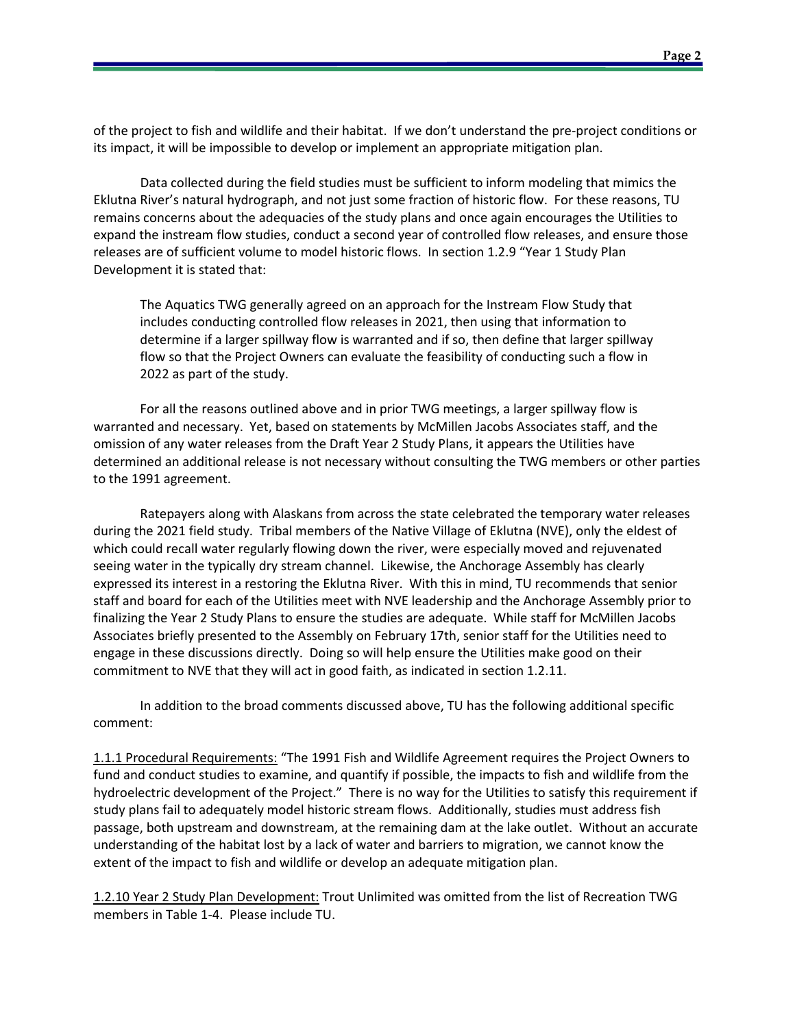of the project to fish and wildlife and their habitat. If we don't understand the pre-project conditions or its impact, it will be impossible to develop or implement an appropriate mitigation plan.

Data collected during the field studies must be sufficient to inform modeling that mimics the Eklutna River's natural hydrograph, and not just some fraction of historic flow. For these reasons, TU remains concerns about the adequacies of the study plans and once again encourages the Utilities to expand the instream flow studies, conduct a second year of controlled flow releases, and ensure those releases are of sufficient volume to model historic flows. In section 1.2.9 "Year 1 Study Plan Development it is stated that:

> The Aquatics TWG generally agreed on an approach for the Instream Flow Study that includes conducting controlled flow releases in 2021, then using that information to determine if a larger spillway flow is warranted and if so, then define that larger spillway flow so that the Project Owners can evaluate the feasibility of conducting such a flow in 2022 as part of the study.

For all the reasons outlined above and in prior TWG meetings, a larger spillway flow is warranted and necessary. Yet, based on statements by McMillen Jacobs Associates staff, and the omission of any water releases from the Draft Year 2 Study Plans, it appears the Utilities have determined an additional release is not necessary without consulting the TWG members or other parties to the 1991 agreement.

Ratepayers along with Alaskans from across the state celebrated the temporary water releases during the 2021 field study. Tribal members of the Native Village of Eklutna (NVE), only the eldest of which could recall water regularly flowing down the river, were especially moved and rejuvenated seeing water in the typically dry stream channel. Likewise, the Anchorage Assembly has clearly expressed its interest in a restoring the Eklutna River. With this in mind, TU recommends that senior staff and board for each of the Utilities meet with NVE leadership and the Anchorage Assembly prior to finalizing the Year 2 Study Plans to ensure the studies are adequate. While staff for McMillen Jacobs Associates briefly presented to the Assembly on February 17th, senior staff for the Utilities need to engage in these discussions directly. Doing so will help ensure the Utilities make good on their commitment to NVE that they will act in good faith, as indicated in section 1.2.11.

In addition to the broad comments discussed above, TU has the following additional specific comment:

<u>1.1.1 Procedural Requirements:</u> "The 1991 Fish and Wildlife Agreement requires the Project Owners to fund and conduct studies to examine, and quantify if possible, the impacts to fish and wildlife from the hydroelectric development of the Project." There is no way for the Utilities to satisfy this requirement if study plans fail to adequately model historic stream flows. Additionally, studies must address fish passage, both upstream and downstream, at the remaining dam at the lake outlet. Without an accurate understanding of the habitat lost by a lack of water and barriers to migration, we cannot know the extent of the impact to fish and wildlife or develop an adequate mitigation plan.

<u>1.2.10 Year 2 Study Plan Development:</u> Trout Unlimited was omitted from the list of Recreation TWG members in Table 1-4. Please include TU.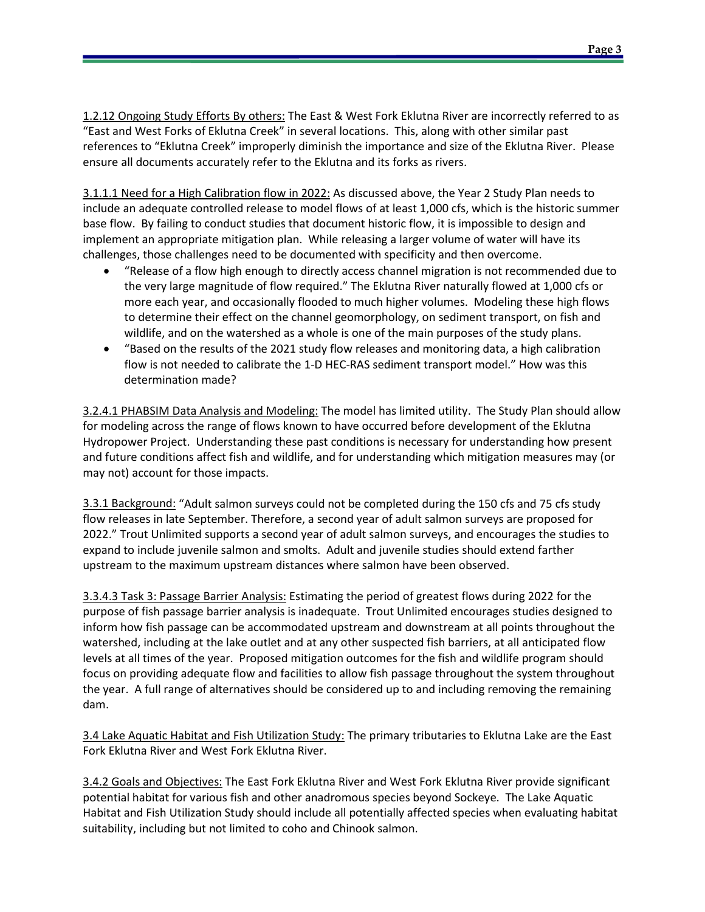<u>1.2.12 Ongoing Study Efforts By others:</u> The East & West Fork Eklutna River are incorrectly referred to as "East and West Forks of Eklutna Creek" in several locations. This, along with other similar past references to "Eklutna Creek" improperly diminish the importance and size of the Eklutna River. Please ensure all documents accurately refer to the Eklutna and its forks as rivers.

<u>3.1.1.1 Need for a High Calibration flow in 2022:</u> As discussed above, the Year 2 Study Plan needs to include an adequate controlled release to model flows of at least 1,000 cfs, which is the historic summer base flow. By failing to conduct studies that document historic flow, it is impossible to design and implement an appropriate mitigation plan. While releasing a larger volume of water will have its challenges, those challenges need to be documented with specificity and then overcome.

- "Release of a flow high enough to directly access channel migration is not recommended due to the very large magnitude of flow required." The Eklutna River naturally flowed at 1,000 cfs or more each year, and occasionally flooded to much higher volumes. Modeling these high flows to determine their effect on the channel geomorphology, on sediment transport, on fish and wildlife, and on the watershed as a whole is one of the main purposes of the study plans.
- "Based on the results of the 2021 study flow releases and monitoring data, a high calibration flow is not needed to calibrate the 1-D HEC-RAS sediment transport model." How was this determination made?

<u>3.2.4.1 PHABSIM Data Analysis and Modeling:</u> The model has limited utility. The Study Plan should allow for modeling across the range of flows known to have occurred before development of the Eklutna Hydropower Project. Understanding these past conditions is necessary for understanding how present and future conditions affect fish and wildlife, and for understanding which mitigation measures may (or may not) account for those impacts.

<u>3.3.1 Background:</u> "Adult salmon surveys could not be completed during the 150 cfs and 75 cfs study flow releases in late September. Therefore, a second year of adult salmon surveys are proposed for 2022." Trout Unlimited supports a second year of adult salmon surveys, and encourages the studies to expand to include juvenile salmon and smolts. Adult and juvenile studies should extend farther upstream to the maximum upstream distances where salmon have been observed.

<u>3.3.4.3 Task 3: Passage Barrier Analysis:</u> Estimating the period of greatest flows during 2022 for the purpose of fish passage barrier analysis is inadequate. Trout Unlimited encourages studies designed to inform how fish passage can be accommodated upstream and downstream at all points throughout the watershed, including at the lake outlet and at any other suspected fish barriers, at all anticipated flow levels at all times of the year. Proposed mitigation outcomes for the fish and wildlife program should focus on providing adequate flow and facilities to allow fish passage throughout the system throughout the year. A full range of alternatives should be considered up to and including removing the remaining dam.

<u>3.4 Lake Aquatic Habitat and Fish Utilization Study:</u> The primary tributaries to Eklutna Lake are the East Fork Eklutna River and West Fork Eklutna River.

<u>3.4.2 Goals and Objectives:</u> The East Fork Eklutna River and West Fork Eklutna River provide significant potential habitat for various fish and other anadromous species beyond Sockeye. The Lake Aquatic Habitat and Fish Utilization Study should include all potentially affected species when evaluating habitat suitability, including but not limited to coho and Chinook salmon.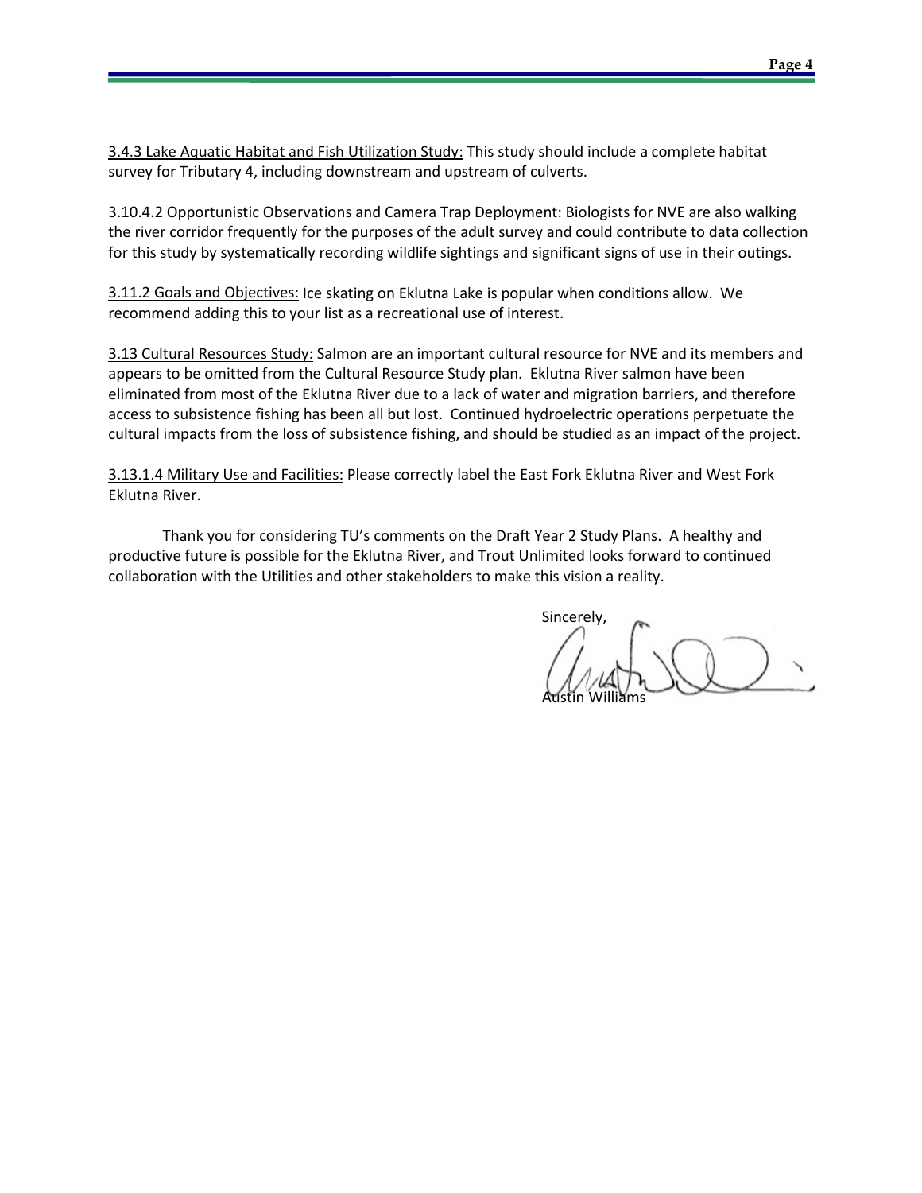<u>3.4.3 Lake Aquatic Habitat and Fish Utilization Study:</u> This study should include a complete habitat survey for Tributary 4, including downstream and upstream of culverts.

<u>3.10.4.2 Opportunistic Observations and Camera Trap Deployment:</u> Biologists for NVE are also walking the river corridor frequently for the purposes of the adult survey and could contribute to data collection for this study by systematically recording wildlife sightings and significant signs of use in their outings.

<u>3.11.2 Goals and Objectives:</u> Ice skating on Eklutna Lake is popular when conditions allow. We recommend adding this to your list as a recreational use of interest.

<u>3.13 Cultural Resources Study:</u> Salmon are an important cultural resource for NVE and its members and appears to be omitted from the Cultural Resource Study plan. Eklutna River salmon have been eliminated from most of the Eklutna River due to a lack of water and migration barriers, and therefore access to subsistence fishing has been all but lost. Continued hydroelectric operations perpetuate the cultural impacts from the loss of subsistence fishing, and should be studied as an impact of the project.

<u>3.13.1.4 Military Use and Facilities:</u> Please correctly label the East Fork Eklutna River and West Fork Eklutna River.

Thank you for considering TU's comments on the Draft Year 2 Study Plans. A healthy and productive future is possible for the Eklutna River, and Trout Unlimited looks forward to continued collaboration with the Utilities and other stakeholders to make this vision a reality.

Sincerely,

Austin Williams